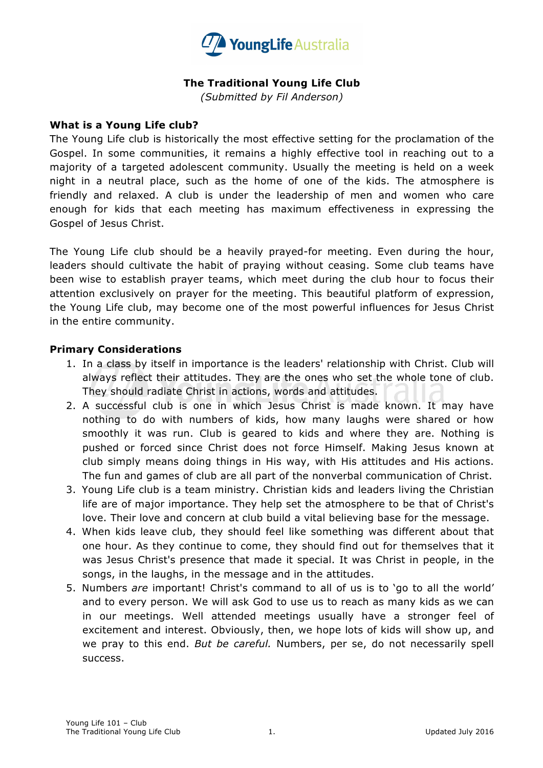# The Traditional Young Life Club

*(Submitted by Fil Anderson)*

## What is a Young Life club?

The Young Life club is historically the most effective setting for the proclamation of the Gospel. In some communities, it remains a highly effective tool in reaching out to a majority of a targeted adolescent community. Usually the meeting is held on a week night in a neutral place, such as the home of one of the kids. The atmosphere is friendly and relaxed. A club is under the leadership of men and women who care enough for kids that each meeting has maximum effectiveness in expressing the Gospel of Jesus Christ.

The Young Life club should be a heavily prayed-for meeting. Even during the hour, leaders should cultivate the habit of praying without ceasing. Some club teams have been wise to establish prayer teams, which meet during the club hour to focus their attention exclusively on prayer for the meeting. This beautiful platform of expression, the Young Life club, may become one of the most powerful influences for Jesus Christ in the entire community.

## Primary Considerations

1. In a class by itself in importance is the leaders' relationship with Christ. Club will always reflect their attitudes. They are the ones who set the whole tone of club. They should radiate Christ in actions, words and attitudes.
2. A successful club is one in which Jesus Christ is made known. It may have nothing to do with numbers of kids, how many laughs were shared or how smoothly it was run. Club is geared to kids and where they are. Nothing is pushed or forced since Christ does not force Himself. Making Jesus known at club simply means doing things in His way, with His attitudes and His actions. The fun and games of club are all part of the nonverbal communication of Christ.
3. Young Life club is a team ministry. Christian kids and leaders living the Christian life are of major importance. They help set the atmosphere to be that of Christ's love. Their love and concern at club build a vital believing base for the message.
4. When kids leave club, they should feel like something was different about that one hour. As they continue to come, they should find out for themselves that it was Jesus Christ's presence that made it special. It was Christ in people, in the songs, in the laughs, in the message and in the attitudes.
5. Numbers *are* important! Christ's command to all of us is to 'go to all the world' and to every person. We will ask God to use us to reach as many kids as we can in our meetings. Well attended meetings usually have a stronger feel of excitement and interest. Obviously, then, we hope lots of kids will show up, and we pray to this end. *But be careful.* Numbers, per se, do not necessarily spell success.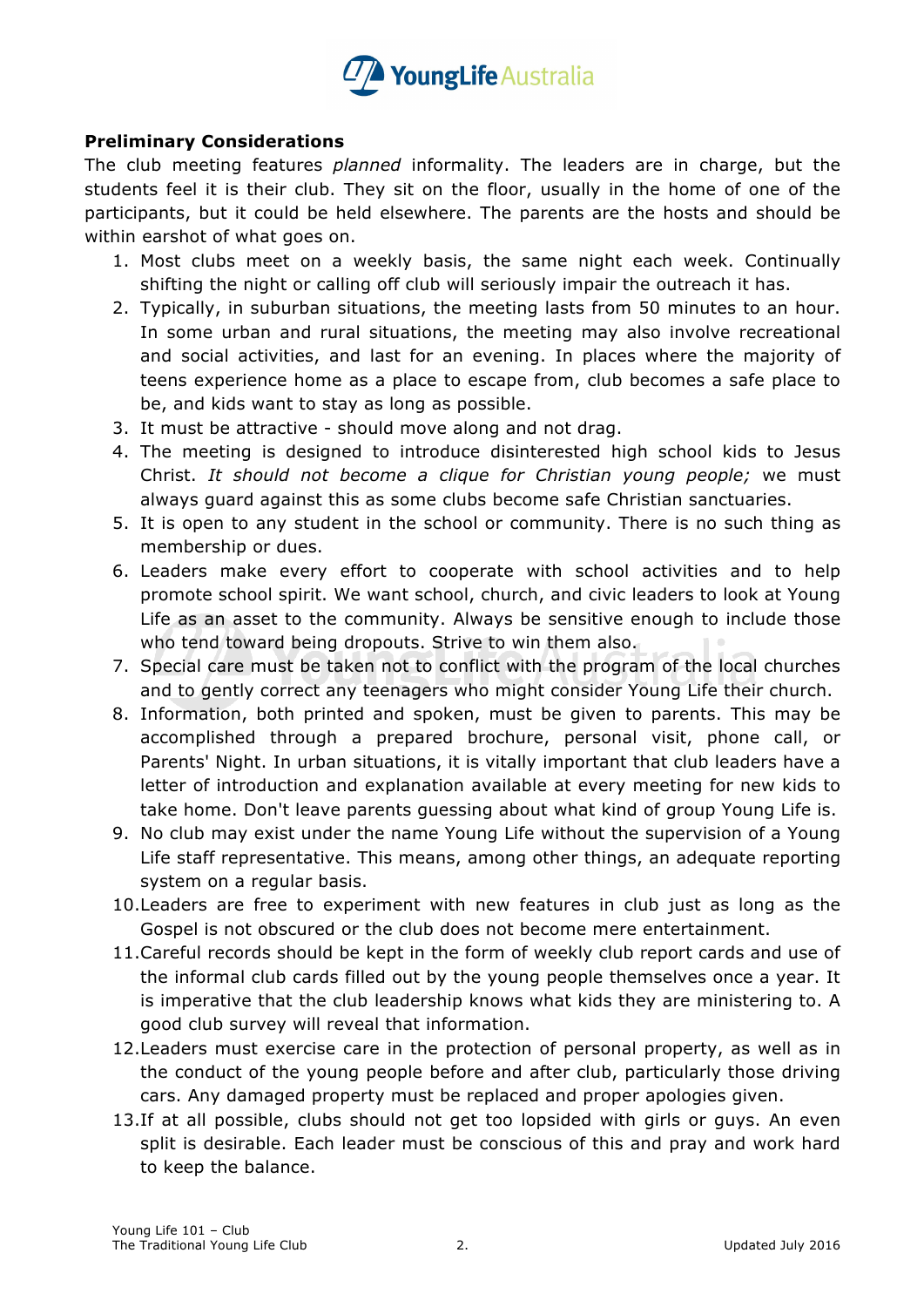**Preliminary Considerations**

The club meeting features *planned* informality. The leaders are in charge, but the students feel it is their club. They sit on the floor, usually in the home of one of the participants, but it could be held elsewhere. The parents are the hosts and should be within earshot of what goes on.

1. Most clubs meet on a weekly basis, the same night each week. Continually shifting the night or calling off club will seriously impair the outreach it has.
2. Typically, in suburban situations, the meeting lasts from 50 minutes to an hour. In some urban and rural situations, the meeting may also involve recreational and social activities, and last for an evening. In places where the majority of teens experience home as a place to escape from, club becomes a safe place to be, and kids want to stay as long as possible.
3. It must be attractive - should move along and not drag.
4. The meeting is designed to introduce disinterested high school kids to Jesus Christ. *It should not become a clique for Christian young people;* we must always guard against this as some clubs become safe Christian sanctuaries.
5. It is open to any student in the school or community. There is no such thing as membership or dues.
6. Leaders make every effort to cooperate with school activities and to help promote school spirit. We want school, church, and civic leaders to look at Young Life as an asset to the community. Always be sensitive enough to include those who tend toward being dropouts. Strive to win them also.
7. Special care must be taken not to conflict with the program of the local churches and to gently correct any teenagers who might consider Young Life their church.
8. Information, both printed and spoken, must be given to parents. This may be accomplished through a prepared brochure, personal visit, phone call, or Parents' Night. In urban situations, it is vitally important that club leaders have a letter of introduction and explanation available at every meeting for new kids to take home. Don't leave parents guessing about what kind of group Young Life is.
9. No club may exist under the name Young Life without the supervision of a Young Life staff representative. This means, among other things, an adequate reporting system on a regular basis.
10. Leaders are free to experiment with new features in club just as long as the Gospel is not obscured or the club does not become mere entertainment.
11. Careful records should be kept in the form of weekly club report cards and use of the informal club cards filled out by the young people themselves once a year. It is imperative that the club leadership knows what kids they are ministering to. A good club survey will reveal that information.
12. Leaders must exercise care in the protection of personal property, as well as in the conduct of the young people before and after club, particularly those driving cars. Any damaged property must be replaced and proper apologies given.
13. If at all possible, clubs should not get too lopsided with girls or guys. An even split is desirable. Each leader must be conscious of this and pray and work hard to keep the balance.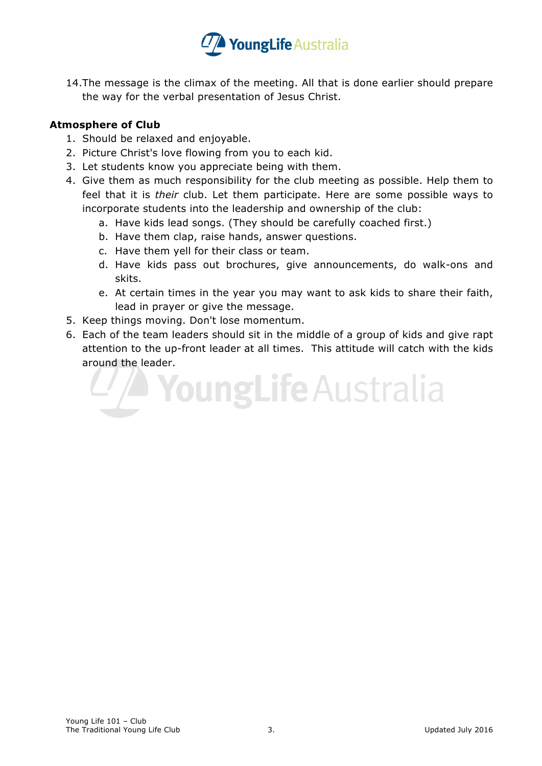14. The message is the climax of the meeting. All that is done earlier should prepare the way for the verbal presentation of Jesus Christ.

**Atmosphere of Club**

1. Should be relaxed and enjoyable.
2. Picture Christ's love flowing from you to each kid.
3. Let students know you appreciate being with them.
4. Give them as much responsibility for the club meeting as possible. Help them to feel that it is *their* club. Let them participate. Here are some possible ways to incorporate students into the leadership and ownership of the club:
    a. Have kids lead songs. (They should be carefully coached first.)
    b. Have them clap, raise hands, answer questions.
    c. Have them yell for their class or team.
    d. Have kids pass out brochures, give announcements, do walk-ons and skits.
    e. At certain times in the year you may want to ask kids to share their faith, lead in prayer or give the message.
5. Keep things moving. Don't lose momentum.
6. Each of the team leaders should sit in the middle of a group of kids and give rapt attention to the up-front leader at all times. This attitude will catch with the kids around the leader.